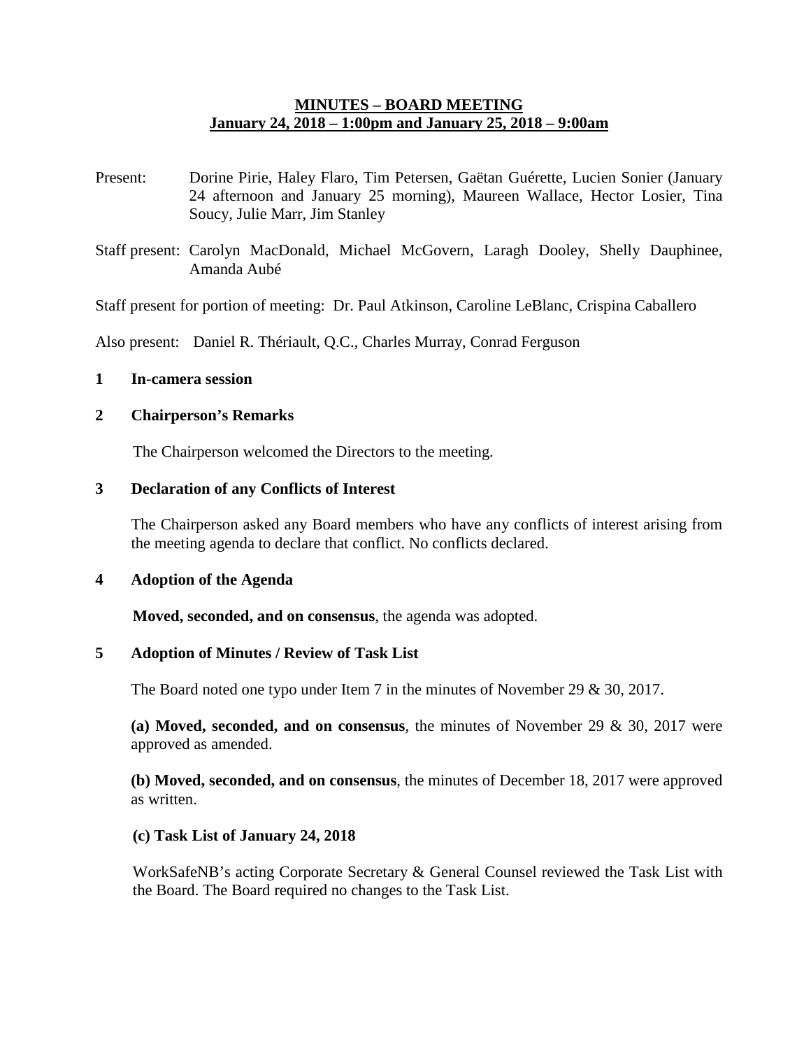**MINUTES – BOARD MEETING**
**January 24, 2018 – 1:00pm and January 25, 2018 – 9:00am**

Present: Dorine Pirie, Haley Flaro, Tim Petersen, Gaëtan Guérette, Lucien Sonier (January 24 afternoon and January 25 morning), Maureen Wallace, Hector Losier, Tina Soucy, Julie Marr, Jim Stanley

Staff present: Carolyn MacDonald, Michael McGovern, Laragh Dooley, Shelly Dauphinee, Amanda Aubé

Staff present for portion of meeting: Dr. Paul Atkinson, Caroline LeBlanc, Crispina Caballero

Also present: Daniel R. Thériault, Q.C., Charles Murray, Conrad Ferguson

## 1 In-camera session

## 2 Chairperson's Remarks

The Chairperson welcomed the Directors to the meeting.

## 3 Declaration of any Conflicts of Interest

The Chairperson asked any Board members who have any conflicts of interest arising from the meeting agenda to declare that conflict. No conflicts declared.

## 4 Adoption of the Agenda

**Moved, seconded, and on consensus**, the agenda was adopted.

## 5 Adoption of Minutes / Review of Task List

The Board noted one typo under Item 7 in the minutes of November 29 & 30, 2017.

**(a) Moved, seconded, and on consensus**, the minutes of November 29 & 30, 2017 were approved as amended.

**(b) Moved, seconded, and on consensus**, the minutes of December 18, 2017 were approved as written.

**(c) Task List of January 24, 2018**

WorkSafeNB's acting Corporate Secretary & General Counsel reviewed the Task List with the Board. The Board required no changes to the Task List.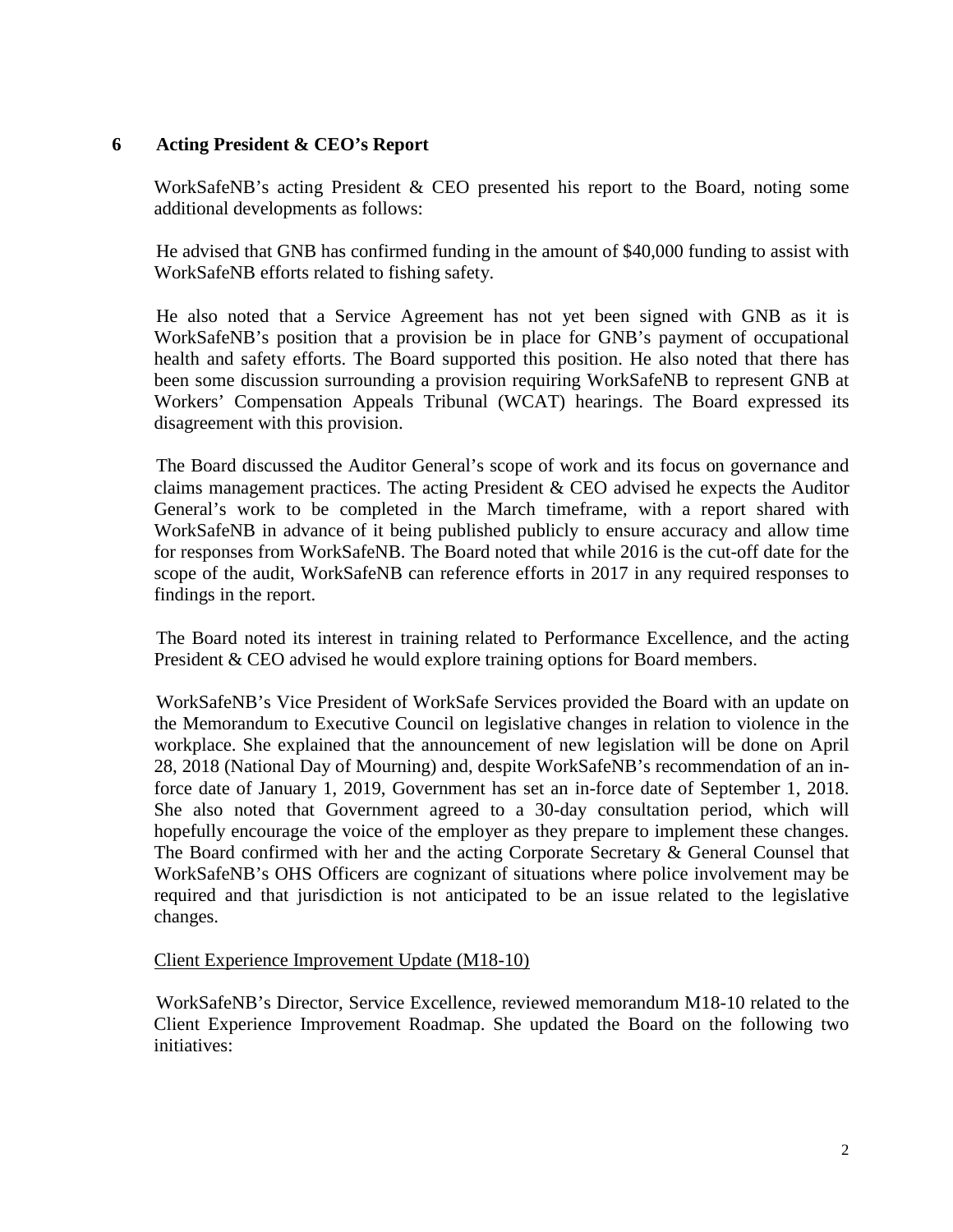## 6 Acting President & CEO's Report

WorkSafeNB's acting President & CEO presented his report to the Board, noting some additional developments as follows:

He advised that GNB has confirmed funding in the amount of $40,000 funding to assist with WorkSafeNB efforts related to fishing safety.

He also noted that a Service Agreement has not yet been signed with GNB as it is WorkSafeNB's position that a provision be in place for GNB's payment of occupational health and safety efforts. The Board supported this position. He also noted that there has been some discussion surrounding a provision requiring WorkSafeNB to represent GNB at Workers' Compensation Appeals Tribunal (WCAT) hearings. The Board expressed its disagreement with this provision.

The Board discussed the Auditor General's scope of work and its focus on governance and claims management practices. The acting President & CEO advised he expects the Auditor General's work to be completed in the March timeframe, with a report shared with WorkSafeNB in advance of it being published publicly to ensure accuracy and allow time for responses from WorkSafeNB. The Board noted that while 2016 is the cut-off date for the scope of the audit, WorkSafeNB can reference efforts in 2017 in any required responses to findings in the report.

The Board noted its interest in training related to Performance Excellence, and the acting President & CEO advised he would explore training options for Board members.

WorkSafeNB's Vice President of WorkSafe Services provided the Board with an update on the Memorandum to Executive Council on legislative changes in relation to violence in the workplace. She explained that the announcement of new legislation will be done on April 28, 2018 (National Day of Mourning) and, despite WorkSafeNB's recommendation of an in-force date of January 1, 2019, Government has set an in-force date of September 1, 2018. She also noted that Government agreed to a 30-day consultation period, which will hopefully encourage the voice of the employer as they prepare to implement these changes. The Board confirmed with her and the acting Corporate Secretary & General Counsel that WorkSafeNB's OHS Officers are cognizant of situations where police involvement may be required and that jurisdiction is not anticipated to be an issue related to the legislative changes.

Client Experience Improvement Update (M18-10)

WorkSafeNB's Director, Service Excellence, reviewed memorandum M18-10 related to the Client Experience Improvement Roadmap. She updated the Board on the following two initiatives: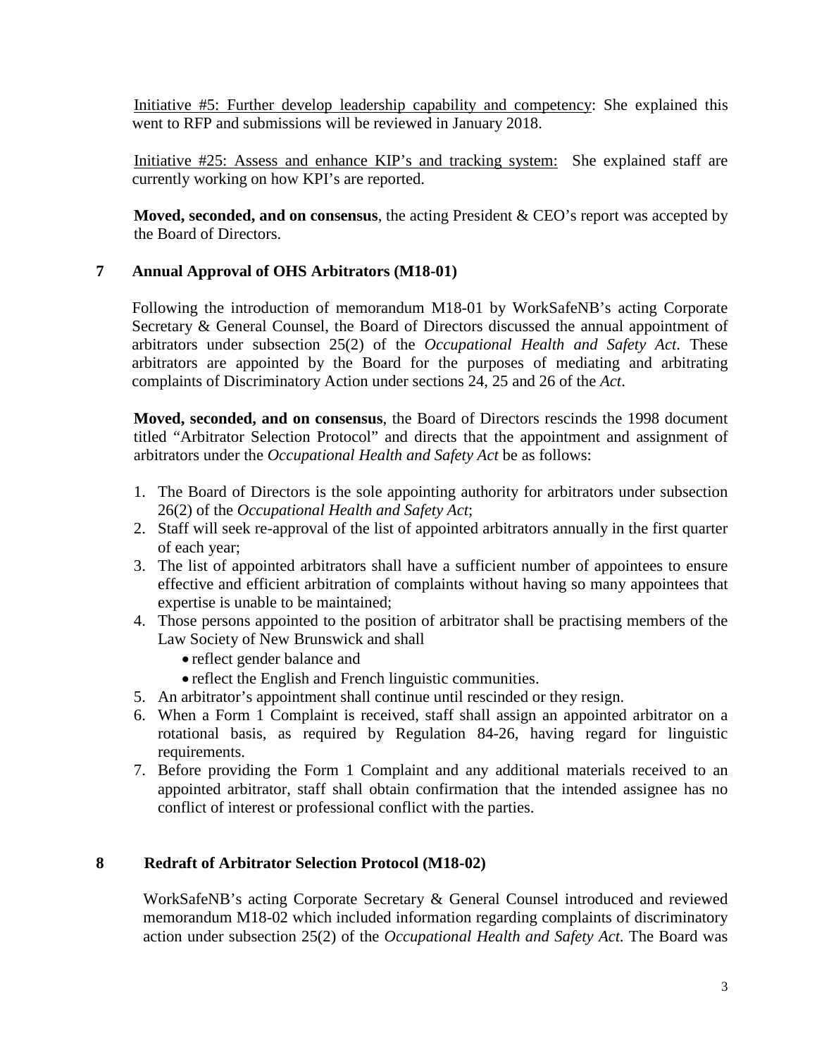Initiative #5: Further develop leadership capability and competency: She explained this went to RFP and submissions will be reviewed in January 2018.

Initiative #25: Assess and enhance KIP's and tracking system: She explained staff are currently working on how KPI's are reported.

**Moved, seconded, and on consensus**, the acting President & CEO's report was accepted by the Board of Directors.

## 7 Annual Approval of OHS Arbitrators (M18-01)

Following the introduction of memorandum M18-01 by WorkSafeNB's acting Corporate Secretary & General Counsel, the Board of Directors discussed the annual appointment of arbitrators under subsection 25(2) of the *Occupational Health and Safety Act*. These arbitrators are appointed by the Board for the purposes of mediating and arbitrating complaints of Discriminatory Action under sections 24, 25 and 26 of the *Act*.

**Moved, seconded, and on consensus**, the Board of Directors rescinds the 1998 document titled "Arbitrator Selection Protocol" and directs that the appointment and assignment of arbitrators under the *Occupational Health and Safety Act* be as follows:

1. The Board of Directors is the sole appointing authority for arbitrators under subsection 26(2) of the *Occupational Health and Safety Act*;
2. Staff will seek re-approval of the list of appointed arbitrators annually in the first quarter of each year;
3. The list of appointed arbitrators shall have a sufficient number of appointees to ensure effective and efficient arbitration of complaints without having so many appointees that expertise is unable to be maintained;
4. Those persons appointed to the position of arbitrator shall be practising members of the Law Society of New Brunswick and shall
   - reflect gender balance and
   - reflect the English and French linguistic communities.
5. An arbitrator's appointment shall continue until rescinded or they resign.
6. When a Form 1 Complaint is received, staff shall assign an appointed arbitrator on a rotational basis, as required by Regulation 84-26, having regard for linguistic requirements.
7. Before providing the Form 1 Complaint and any additional materials received to an appointed arbitrator, staff shall obtain confirmation that the intended assignee has no conflict of interest or professional conflict with the parties.

## 8 Redraft of Arbitrator Selection Protocol (M18-02)

WorkSafeNB's acting Corporate Secretary & General Counsel introduced and reviewed memorandum M18-02 which included information regarding complaints of discriminatory action under subsection 25(2) of the *Occupational Health and Safety Act*. The Board was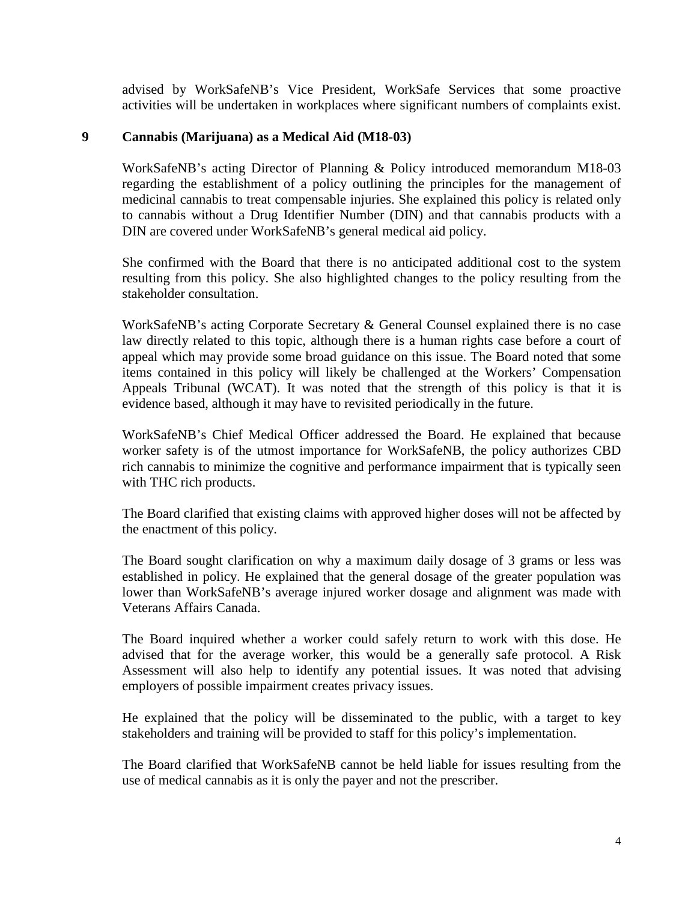advised by WorkSafeNB's Vice President, WorkSafe Services that some proactive activities will be undertaken in workplaces where significant numbers of complaints exist.

## 9 Cannabis (Marijuana) as a Medical Aid (M18-03)

WorkSafeNB's acting Director of Planning & Policy introduced memorandum M18-03 regarding the establishment of a policy outlining the principles for the management of medicinal cannabis to treat compensable injuries. She explained this policy is related only to cannabis without a Drug Identifier Number (DIN) and that cannabis products with a DIN are covered under WorkSafeNB's general medical aid policy.

She confirmed with the Board that there is no anticipated additional cost to the system resulting from this policy. She also highlighted changes to the policy resulting from the stakeholder consultation.

WorkSafeNB's acting Corporate Secretary & General Counsel explained there is no case law directly related to this topic, although there is a human rights case before a court of appeal which may provide some broad guidance on this issue. The Board noted that some items contained in this policy will likely be challenged at the Workers' Compensation Appeals Tribunal (WCAT). It was noted that the strength of this policy is that it is evidence based, although it may have to revisited periodically in the future.

WorkSafeNB's Chief Medical Officer addressed the Board. He explained that because worker safety is of the utmost importance for WorkSafeNB, the policy authorizes CBD rich cannabis to minimize the cognitive and performance impairment that is typically seen with THC rich products.

The Board clarified that existing claims with approved higher doses will not be affected by the enactment of this policy.

The Board sought clarification on why a maximum daily dosage of 3 grams or less was established in policy. He explained that the general dosage of the greater population was lower than WorkSafeNB's average injured worker dosage and alignment was made with Veterans Affairs Canada.

The Board inquired whether a worker could safely return to work with this dose. He advised that for the average worker, this would be a generally safe protocol. A Risk Assessment will also help to identify any potential issues. It was noted that advising employers of possible impairment creates privacy issues.

He explained that the policy will be disseminated to the public, with a target to key stakeholders and training will be provided to staff for this policy's implementation.

The Board clarified that WorkSafeNB cannot be held liable for issues resulting from the use of medical cannabis as it is only the payer and not the prescriber.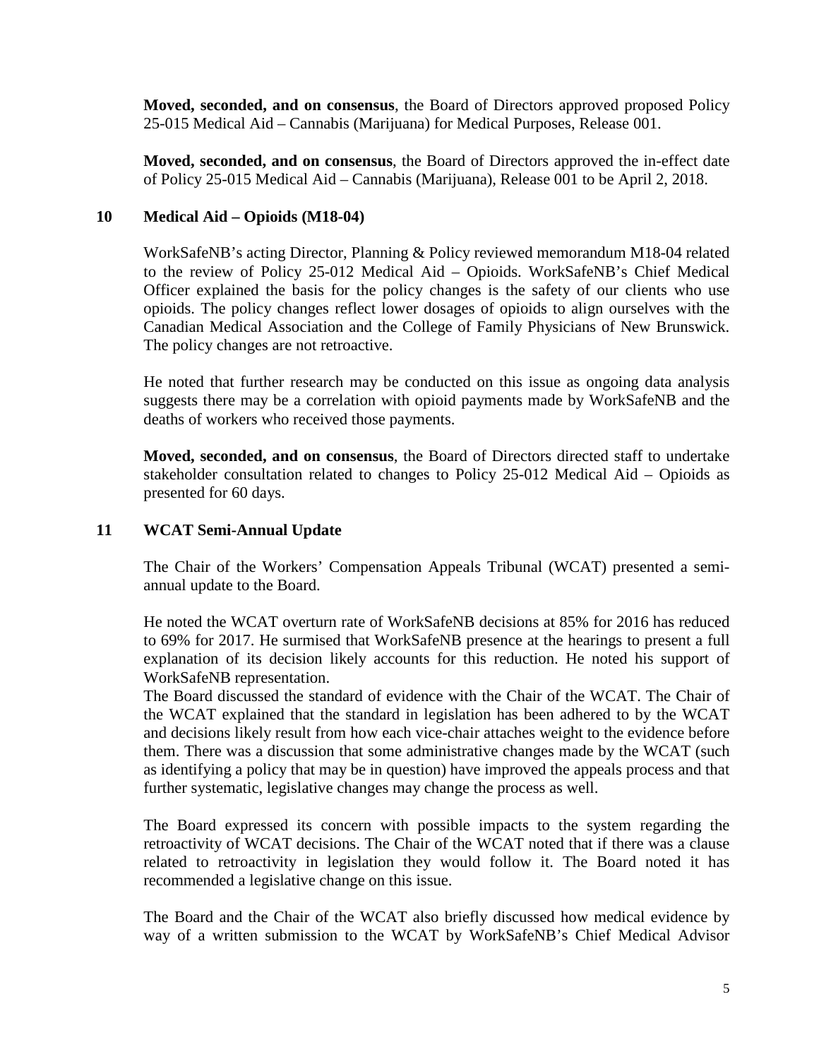**Moved, seconded, and on consensus**, the Board of Directors approved proposed Policy 25-015 Medical Aid – Cannabis (Marijuana) for Medical Purposes, Release 001.

**Moved, seconded, and on consensus**, the Board of Directors approved the in-effect date of Policy 25-015 Medical Aid – Cannabis (Marijuana), Release 001 to be April 2, 2018.

## 10 Medical Aid – Opioids (M18-04)

WorkSafeNB's acting Director, Planning & Policy reviewed memorandum M18-04 related to the review of Policy 25-012 Medical Aid – Opioids. WorkSafeNB's Chief Medical Officer explained the basis for the policy changes is the safety of our clients who use opioids. The policy changes reflect lower dosages of opioids to align ourselves with the Canadian Medical Association and the College of Family Physicians of New Brunswick. The policy changes are not retroactive.

He noted that further research may be conducted on this issue as ongoing data analysis suggests there may be a correlation with opioid payments made by WorkSafeNB and the deaths of workers who received those payments.

**Moved, seconded, and on consensus**, the Board of Directors directed staff to undertake stakeholder consultation related to changes to Policy 25-012 Medical Aid – Opioids as presented for 60 days.

## 11 WCAT Semi-Annual Update

The Chair of the Workers' Compensation Appeals Tribunal (WCAT) presented a semi-annual update to the Board.

He noted the WCAT overturn rate of WorkSafeNB decisions at 85% for 2016 has reduced to 69% for 2017. He surmised that WorkSafeNB presence at the hearings to present a full explanation of its decision likely accounts for this reduction. He noted his support of WorkSafeNB representation.

The Board discussed the standard of evidence with the Chair of the WCAT. The Chair of the WCAT explained that the standard in legislation has been adhered to by the WCAT and decisions likely result from how each vice-chair attaches weight to the evidence before them. There was a discussion that some administrative changes made by the WCAT (such as identifying a policy that may be in question) have improved the appeals process and that further systematic, legislative changes may change the process as well.

The Board expressed its concern with possible impacts to the system regarding the retroactivity of WCAT decisions. The Chair of the WCAT noted that if there was a clause related to retroactivity in legislation they would follow it. The Board noted it has recommended a legislative change on this issue.

The Board and the Chair of the WCAT also briefly discussed how medical evidence by way of a written submission to the WCAT by WorkSafeNB's Chief Medical Advisor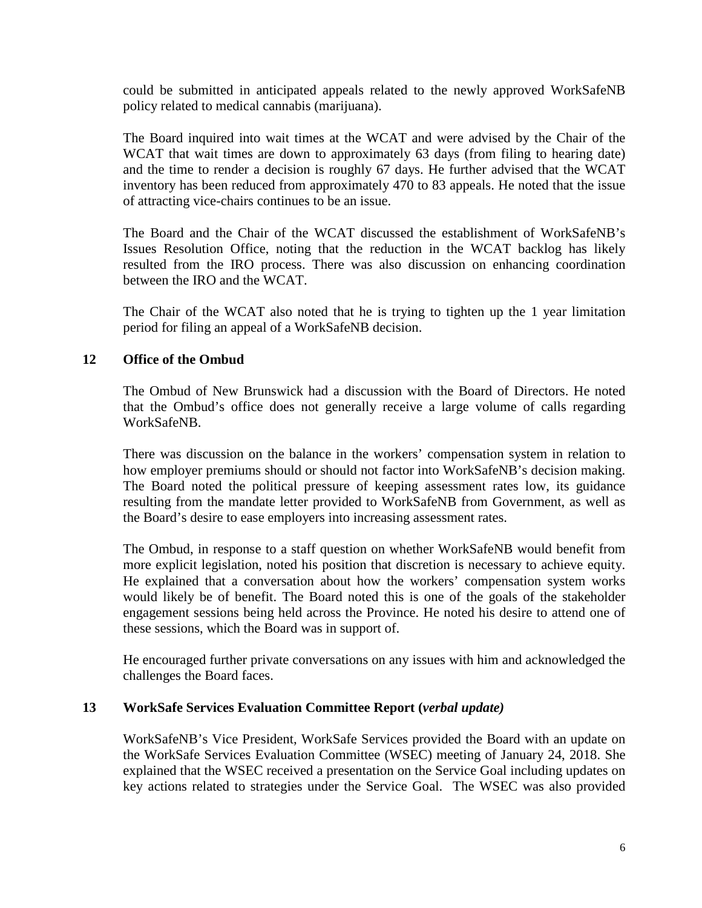could be submitted in anticipated appeals related to the newly approved WorkSafeNB policy related to medical cannabis (marijuana).

The Board inquired into wait times at the WCAT and were advised by the Chair of the WCAT that wait times are down to approximately 63 days (from filing to hearing date) and the time to render a decision is roughly 67 days. He further advised that the WCAT inventory has been reduced from approximately 470 to 83 appeals. He noted that the issue of attracting vice-chairs continues to be an issue.

The Board and the Chair of the WCAT discussed the establishment of WorkSafeNB's Issues Resolution Office, noting that the reduction in the WCAT backlog has likely resulted from the IRO process. There was also discussion on enhancing coordination between the IRO and the WCAT.

The Chair of the WCAT also noted that he is trying to tighten up the 1 year limitation period for filing an appeal of a WorkSafeNB decision.

## 12 Office of the Ombud

The Ombud of New Brunswick had a discussion with the Board of Directors. He noted that the Ombud's office does not generally receive a large volume of calls regarding WorkSafeNB.

There was discussion on the balance in the workers' compensation system in relation to how employer premiums should or should not factor into WorkSafeNB's decision making. The Board noted the political pressure of keeping assessment rates low, its guidance resulting from the mandate letter provided to WorkSafeNB from Government, as well as the Board's desire to ease employers into increasing assessment rates.

The Ombud, in response to a staff question on whether WorkSafeNB would benefit from more explicit legislation, noted his position that discretion is necessary to achieve equity. He explained that a conversation about how the workers' compensation system works would likely be of benefit. The Board noted this is one of the goals of the stakeholder engagement sessions being held across the Province. He noted his desire to attend one of these sessions, which the Board was in support of.

He encouraged further private conversations on any issues with him and acknowledged the challenges the Board faces.

## 13 WorkSafe Services Evaluation Committee Report (*verbal update)*

WorkSafeNB's Vice President, WorkSafe Services provided the Board with an update on the WorkSafe Services Evaluation Committee (WSEC) meeting of January 24, 2018. She explained that the WSEC received a presentation on the Service Goal including updates on key actions related to strategies under the Service Goal. The WSEC was also provided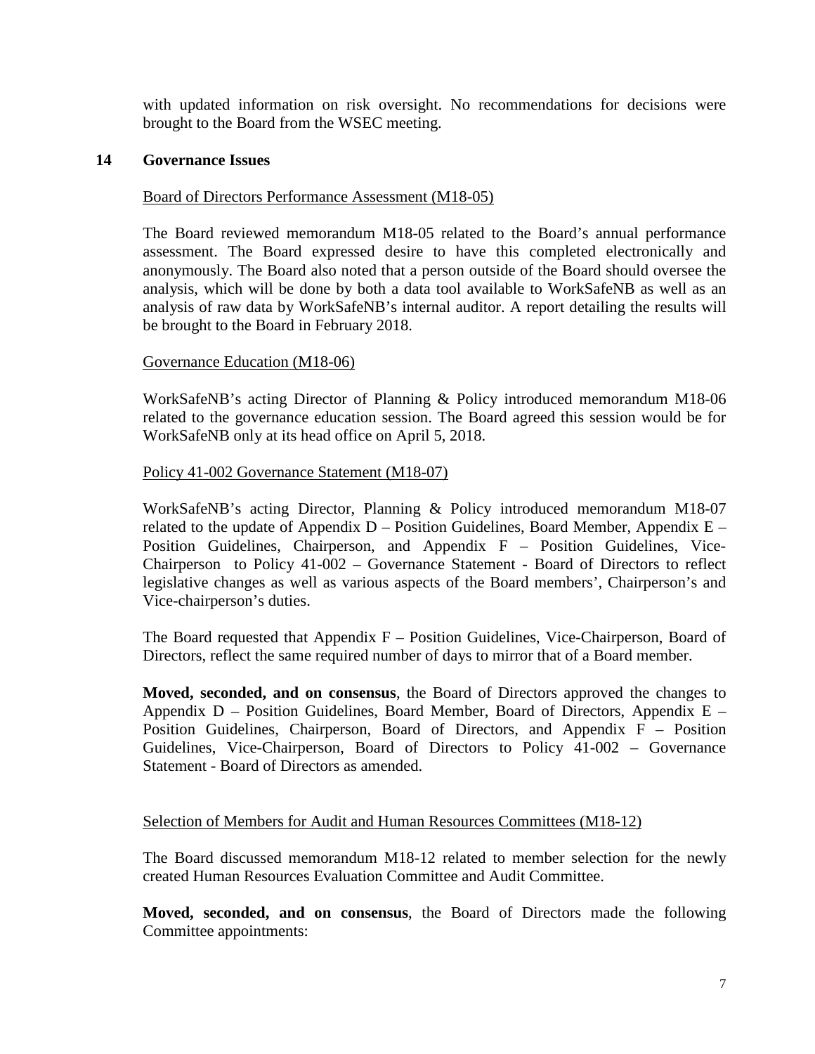with updated information on risk oversight. No recommendations for decisions were brought to the Board from the WSEC meeting.

## 14 Governance Issues

Board of Directors Performance Assessment (M18-05)

The Board reviewed memorandum M18-05 related to the Board's annual performance assessment. The Board expressed desire to have this completed electronically and anonymously. The Board also noted that a person outside of the Board should oversee the analysis, which will be done by both a data tool available to WorkSafeNB as well as an analysis of raw data by WorkSafeNB's internal auditor. A report detailing the results will be brought to the Board in February 2018.

Governance Education (M18-06)

WorkSafeNB's acting Director of Planning & Policy introduced memorandum M18-06 related to the governance education session. The Board agreed this session would be for WorkSafeNB only at its head office on April 5, 2018.

Policy 41-002 Governance Statement (M18-07)

WorkSafeNB's acting Director, Planning & Policy introduced memorandum M18-07 related to the update of Appendix D – Position Guidelines, Board Member, Appendix E – Position Guidelines, Chairperson, and Appendix F – Position Guidelines, Vice-Chairperson to Policy 41-002 – Governance Statement - Board of Directors to reflect legislative changes as well as various aspects of the Board members', Chairperson's and Vice-chairperson's duties.

The Board requested that Appendix F – Position Guidelines, Vice-Chairperson, Board of Directors, reflect the same required number of days to mirror that of a Board member.

**Moved, seconded, and on consensus**, the Board of Directors approved the changes to Appendix D – Position Guidelines, Board Member, Board of Directors, Appendix E – Position Guidelines, Chairperson, Board of Directors, and Appendix F – Position Guidelines, Vice-Chairperson, Board of Directors to Policy 41-002 – Governance Statement - Board of Directors as amended.

Selection of Members for Audit and Human Resources Committees (M18-12)

The Board discussed memorandum M18-12 related to member selection for the newly created Human Resources Evaluation Committee and Audit Committee.

**Moved, seconded, and on consensus**, the Board of Directors made the following Committee appointments: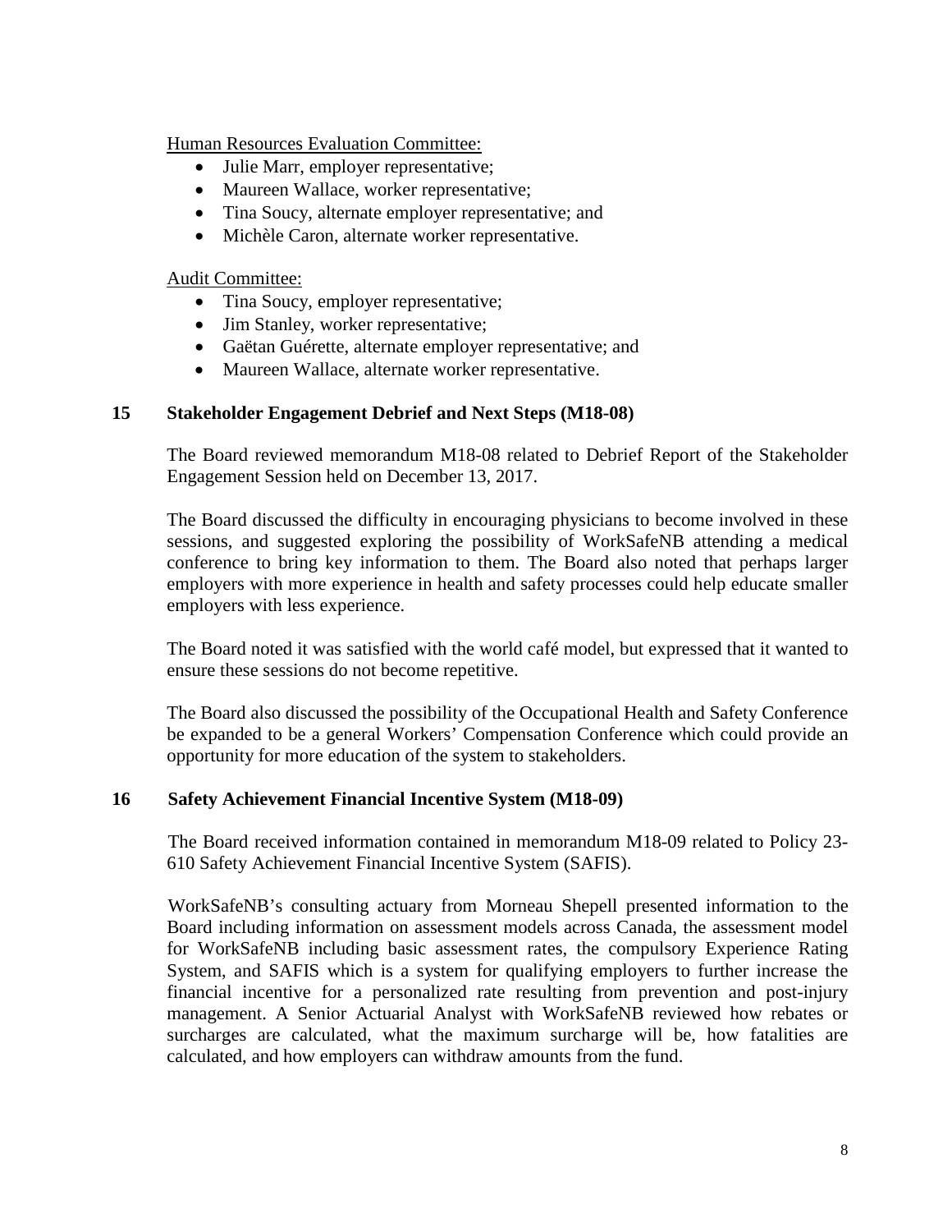Human Resources Evaluation Committee:

- Julie Marr, employer representative;
- Maureen Wallace, worker representative;
- Tina Soucy, alternate employer representative; and
- Michèle Caron, alternate worker representative.

Audit Committee:

- Tina Soucy, employer representative;
- Jim Stanley, worker representative;
- Gaëtan Guérette, alternate employer representative; and
- Maureen Wallace, alternate worker representative.

## 15 Stakeholder Engagement Debrief and Next Steps (M18-08)

The Board reviewed memorandum M18-08 related to Debrief Report of the Stakeholder Engagement Session held on December 13, 2017.

The Board discussed the difficulty in encouraging physicians to become involved in these sessions, and suggested exploring the possibility of WorkSafeNB attending a medical conference to bring key information to them. The Board also noted that perhaps larger employers with more experience in health and safety processes could help educate smaller employers with less experience.

The Board noted it was satisfied with the world café model, but expressed that it wanted to ensure these sessions do not become repetitive.

The Board also discussed the possibility of the Occupational Health and Safety Conference be expanded to be a general Workers' Compensation Conference which could provide an opportunity for more education of the system to stakeholders.

## 16 Safety Achievement Financial Incentive System (M18-09)

The Board received information contained in memorandum M18-09 related to Policy 23-610 Safety Achievement Financial Incentive System (SAFIS).

WorkSafeNB's consulting actuary from Morneau Shepell presented information to the Board including information on assessment models across Canada, the assessment model for WorkSafeNB including basic assessment rates, the compulsory Experience Rating System, and SAFIS which is a system for qualifying employers to further increase the financial incentive for a personalized rate resulting from prevention and post-injury management. A Senior Actuarial Analyst with WorkSafeNB reviewed how rebates or surcharges are calculated, what the maximum surcharge will be, how fatalities are calculated, and how employers can withdraw amounts from the fund.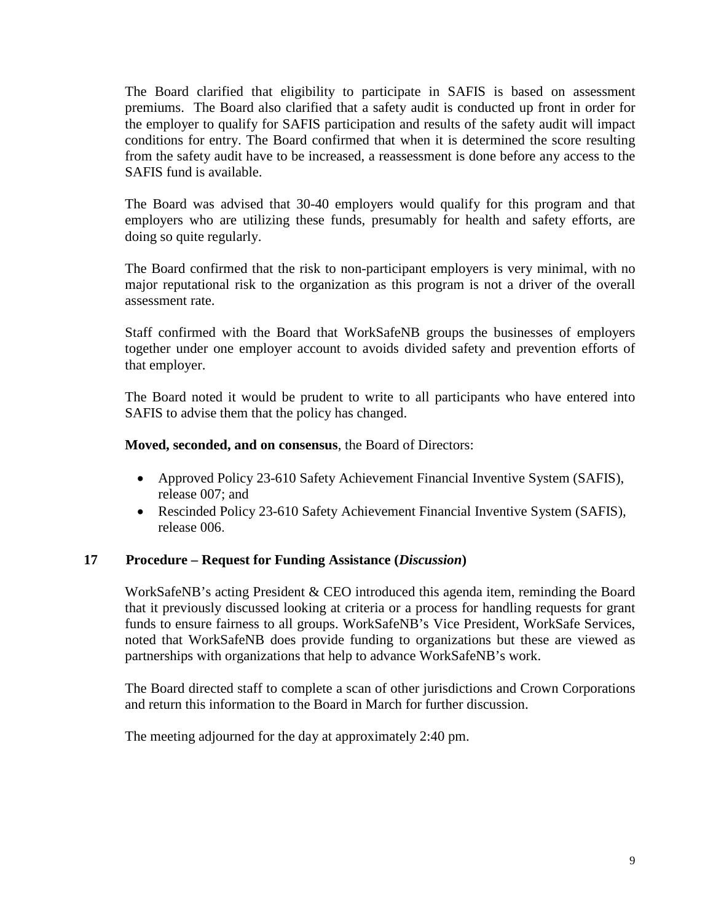The Board clarified that eligibility to participate in SAFIS is based on assessment premiums. The Board also clarified that a safety audit is conducted up front in order for the employer to qualify for SAFIS participation and results of the safety audit will impact conditions for entry. The Board confirmed that when it is determined the score resulting from the safety audit have to be increased, a reassessment is done before any access to the SAFIS fund is available.

The Board was advised that 30-40 employers would qualify for this program and that employers who are utilizing these funds, presumably for health and safety efforts, are doing so quite regularly.

The Board confirmed that the risk to non-participant employers is very minimal, with no major reputational risk to the organization as this program is not a driver of the overall assessment rate.

Staff confirmed with the Board that WorkSafeNB groups the businesses of employers together under one employer account to avoids divided safety and prevention efforts of that employer.

The Board noted it would be prudent to write to all participants who have entered into SAFIS to advise them that the policy has changed.

**Moved, seconded, and on consensus**, the Board of Directors:

- Approved Policy 23-610 Safety Achievement Financial Inventive System (SAFIS), release 007; and
- Rescinded Policy 23-610 Safety Achievement Financial Inventive System (SAFIS), release 006.

## 17 Procedure – Request for Funding Assistance (*Discussion*)

WorkSafeNB's acting President & CEO introduced this agenda item, reminding the Board that it previously discussed looking at criteria or a process for handling requests for grant funds to ensure fairness to all groups. WorkSafeNB's Vice President, WorkSafe Services, noted that WorkSafeNB does provide funding to organizations but these are viewed as partnerships with organizations that help to advance WorkSafeNB's work.

The Board directed staff to complete a scan of other jurisdictions and Crown Corporations and return this information to the Board in March for further discussion.

The meeting adjourned for the day at approximately 2:40 pm.